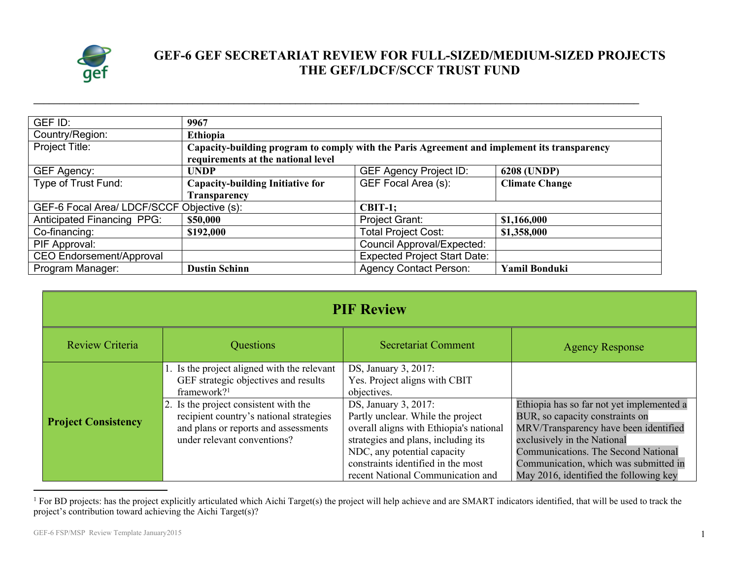# GEF-6 GEF SECRETARIAT REVIEW FOR FULL-SIZED/MEDIUM-SIZED PROJECTS THE GEF/LDCF/SCCF TRUST FUND

| GEF ID: | 9967 | | |
|---|---|---|---|
| Country/Region: | Ethiopia | | |
| Project Title: | Capacity-building program to comply with the Paris Agreement and implement its transparency requirements at the national level | | |
| GEF Agency: | UNDP | GEF Agency Project ID: | 6208 (UNDP) |
| Type of Trust Fund: | Capacity-building Initiative for Transparency | GEF Focal Area (s): | Climate Change |
| GEF-6 Focal Area/ LDCF/SCCF Objective (s): | | CBIT-1; | |
| Anticipated Financing PPG: | $50,000 | Project Grant: | $1,166,000 |
| Co-financing: | $192,000 | Total Project Cost: | $1,358,000 |
| PIF Approval: | | Council Approval/Expected: | |
| CEO Endorsement/Approval | | Expected Project Start Date: | |
| Program Manager: | Dustin Schinn | Agency Contact Person: | Yamil Bonduki |

## PIF Review

| Review Criteria | Questions | Secretariat Comment | Agency Response |
|---|---|---|---|
| **Project Consistency** | 1. Is the project aligned with the relevant GEF strategic objectives and results framework?[1] | DS, January 3, 2017: Yes. Project aligns with CBIT objectives. | |
| | 2. Is the project consistent with the recipient country's national strategies and plans or reports and assessments under relevant conventions? | DS, January 3, 2017: Partly unclear. While the project overall aligns with Ethiopia's national strategies and plans, including its NDC, any potential capacity constraints identified in the most recent National Communication and | Ethiopia has so far not yet implemented a BUR, so capacity constraints on MRV/Transparency have been identified exclusively in the National Communications. The Second National Communication, which was submitted in May 2016, identified the following key |

[1] For BD projects: has the project explicitly articulated which Aichi Target(s) the project will help achieve and are SMART indicators identified, that will be used to track the project's contribution toward achieving the Aichi Target(s)?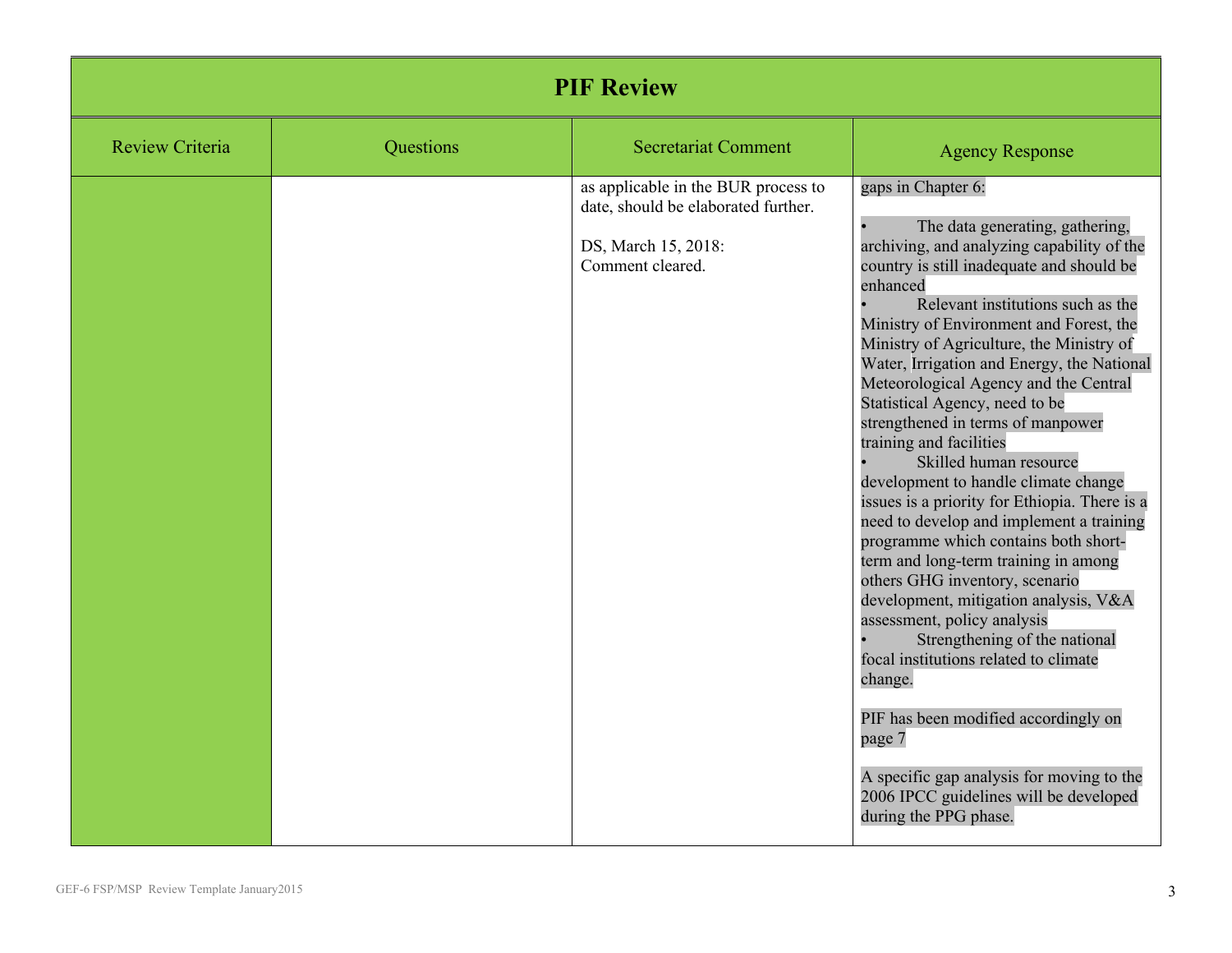## PIF Review

| Review Criteria | Questions | Secretariat Comment | Agency Response |
|---|---|---|---|
| | | as applicable in the BUR process to date, should be elaborated further.<br><br>DS, March 15, 2018:<br>Comment cleared. | gaps in Chapter 6:<br><br>• The data generating, gathering, archiving, and analyzing capability of the country is still inadequate and should be enhanced<br>• Relevant institutions such as the Ministry of Environment and Forest, the Ministry of Agriculture, the Ministry of Water, Irrigation and Energy, the National Meteorological Agency and the Central Statistical Agency, need to be strengthened in terms of manpower training and facilities<br>• Skilled human resource development to handle climate change issues is a priority for Ethiopia. There is a need to develop and implement a training programme which contains both short-term and long-term training in among others GHG inventory, scenario development, mitigation analysis, V&A assessment, policy analysis<br>• Strengthening of the national focal institutions related to climate change.<br><br>PIF has been modified accordingly on page 7<br><br>A specific gap analysis for moving to the 2006 IPCC guidelines will be developed during the PPG phase. |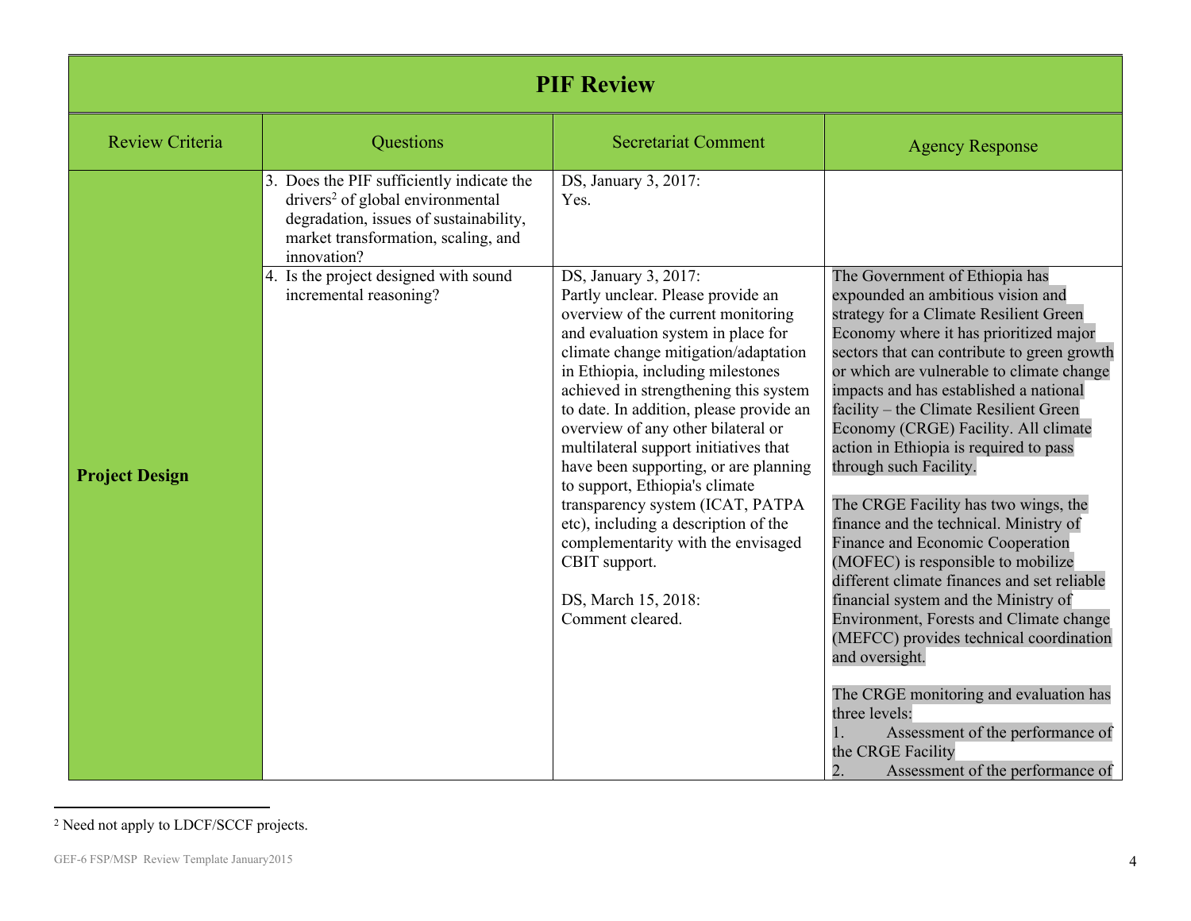| PIF Review | | | |
|---|---|---|---|
| Review Criteria | Questions | Secretariat Comment | Agency Response |
| **Project Design** | 3. Does the PIF sufficiently indicate the drivers[2] of global environmental degradation, issues of sustainability, market transformation, scaling, and innovation? | DS, January 3, 2017: Yes. | |
| | 4. Is the project designed with sound incremental reasoning? | DS, January 3, 2017: Partly unclear. Please provide an overview of the current monitoring and evaluation system in place for climate change mitigation/adaptation in Ethiopia, including milestones achieved in strengthening this system to date. In addition, please provide an overview of any other bilateral or multilateral support initiatives that have been supporting, or are planning to support, Ethiopia's climate transparency system (ICAT, PATPA etc), including a description of the complementarity with the envisaged CBIT support.<br><br>DS, March 15, 2018: Comment cleared. | The Government of Ethiopia has expounded an ambitious vision and strategy for a Climate Resilient Green Economy where it has prioritized major sectors that can contribute to green growth or which are vulnerable to climate change impacts and has established a national facility – the Climate Resilient Green Economy (CRGE) Facility. All climate action in Ethiopia is required to pass through such Facility.<br><br>The CRGE Facility has two wings, the finance and the technical. Ministry of Finance and Economic Cooperation (MOFEC) is responsible to mobilize different climate finances and set reliable financial system and the Ministry of Environment, Forests and Climate change (MEFCC) provides technical coordination and oversight.<br><br>The CRGE monitoring and evaluation has three levels:<br>1. Assessment of the performance of the CRGE Facility<br>2. Assessment of the performance of |

[2] Need not apply to LDCF/SCCF projects.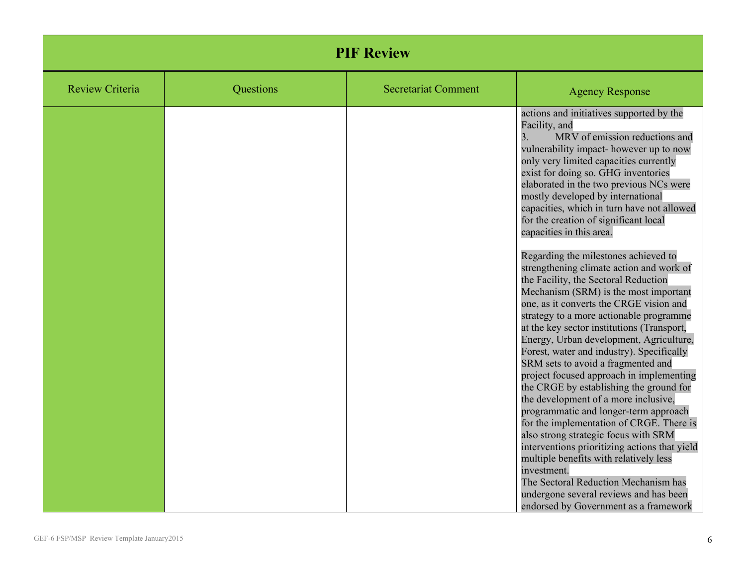# PIF Review

| Review Criteria | Questions | Secretariat Comment | Agency Response |
|---|---|---|---|
| | | | actions and initiatives supported by the Facility, and<br>3. MRV of emission reductions and vulnerability impact- however up to now only very limited capacities currently exist for doing so. GHG inventories elaborated in the two previous NCs were mostly developed by international capacities, which in turn have not allowed for the creation of significant local capacities in this area.<br><br>Regarding the milestones achieved to strengthening climate action and work of the Facility, the Sectoral Reduction Mechanism (SRM) is the most important one, as it converts the CRGE vision and strategy to a more actionable programme at the key sector institutions (Transport, Energy, Urban development, Agriculture, Forest, water and industry). Specifically SRM sets to avoid a fragmented and project focused approach in implementing the CRGE by establishing the ground for the development of a more inclusive, programmatic and longer-term approach for the implementation of CRGE. There is also strong strategic focus with SRM interventions prioritizing actions that yield multiple benefits with relatively less investment.<br>The Sectoral Reduction Mechanism has undergone several reviews and has been endorsed by Government as a framework |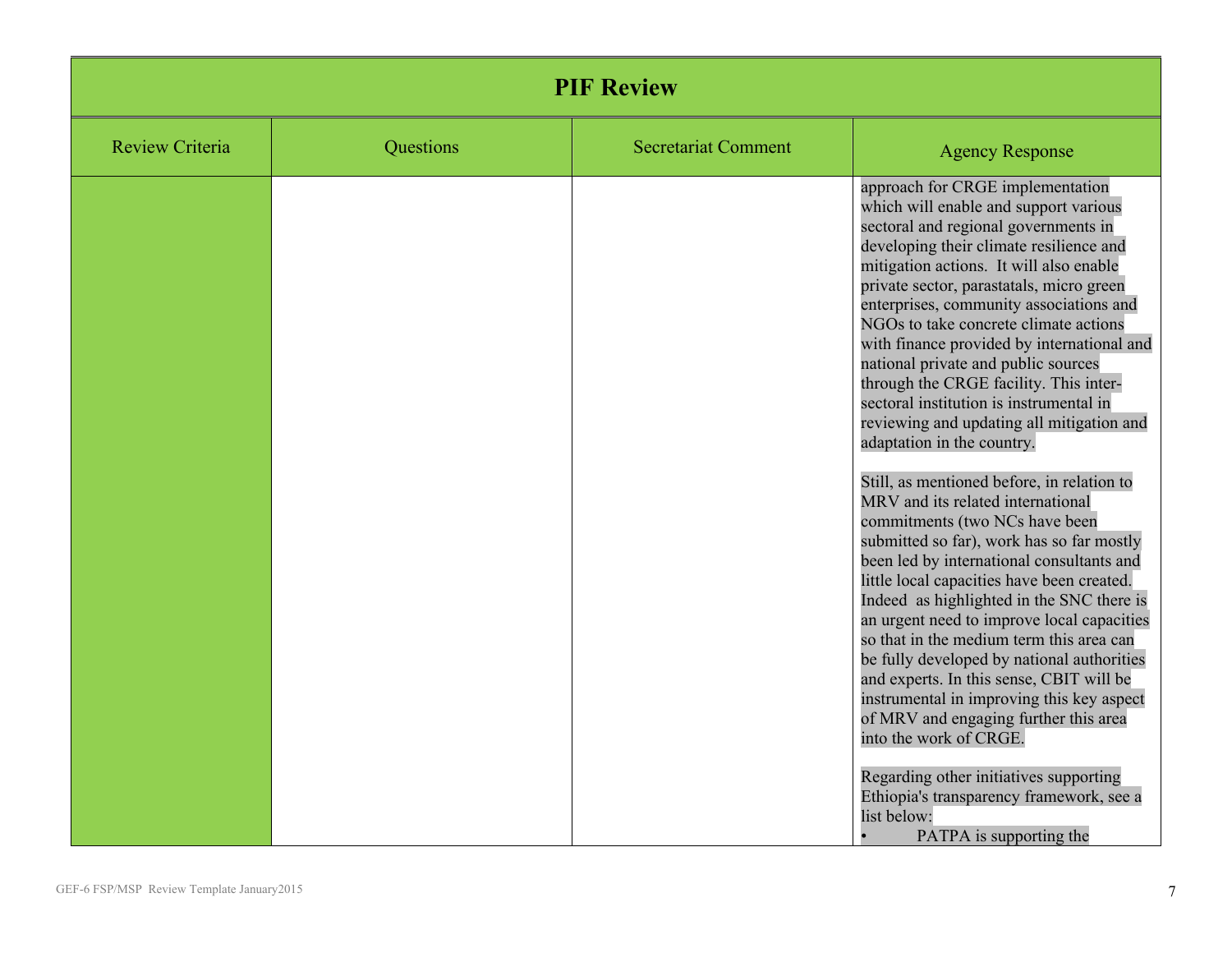# PIF Review

| Review Criteria | Questions | Secretariat Comment | Agency Response |
|---|---|---|---|
| | | | approach for CRGE implementation which will enable and support various sectoral and regional governments in developing their climate resilience and mitigation actions. It will also enable private sector, parastatals, micro green enterprises, community associations and NGOs to take concrete climate actions with finance provided by international and national private and public sources through the CRGE facility. This inter-sectoral institution is instrumental in reviewing and updating all mitigation and adaptation in the country.<br><br>Still, as mentioned before, in relation to MRV and its related international commitments (two NCs have been submitted so far), work has so far mostly been led by international consultants and little local capacities have been created. Indeed as highlighted in the SNC there is an urgent need to improve local capacities so that in the medium term this area can be fully developed by national authorities and experts. In this sense, CBIT will be instrumental in improving this key aspect of MRV and engaging further this area into the work of CRGE.<br><br>Regarding other initiatives supporting Ethiopia's transparency framework, see a list below:<br>• PATPA is supporting the |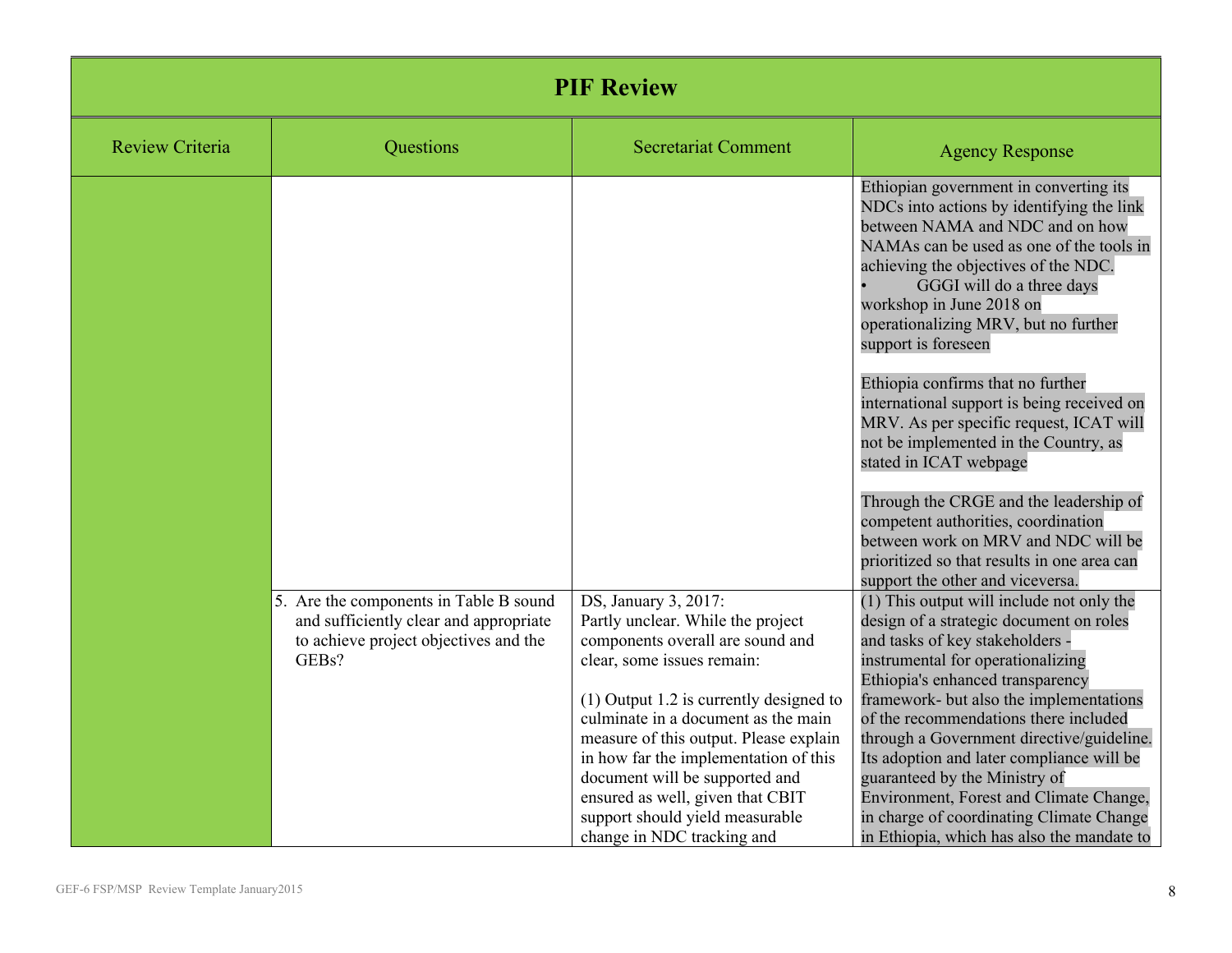## PIF Review

| Review Criteria | Questions | Secretariat Comment | Agency Response |
|---|---|---|---|
| | | | Ethiopian government in converting its NDCs into actions by identifying the link between NAMA and NDC and on how NAMAs can be used as one of the tools in achieving the objectives of the NDC.<br>• GGGI will do a three days workshop in June 2018 on operationalizing MRV, but no further support is foreseen<br><br>Ethiopia confirms that no further international support is being received on MRV. As per specific request, ICAT will not be implemented in the Country, as stated in ICAT webpage<br><br>Through the CRGE and the leadership of competent authorities, coordination between work on MRV and NDC will be prioritized so that results in one area can support the other and viceversa. |
| | 5. Are the components in Table B sound and sufficiently clear and appropriate to achieve project objectives and the GEBs? | DS, January 3, 2017:<br>Partly unclear. While the project components overall are sound and clear, some issues remain:<br><br>(1) Output 1.2 is currently designed to culminate in a document as the main measure of this output. Please explain in how far the implementation of this document will be supported and ensured as well, given that CBIT support should yield measurable change in NDC tracking and | (1) This output will include not only the design of a strategic document on roles and tasks of key stakeholders - instrumental for operationalizing Ethiopia's enhanced transparency framework- but also the implementations of the recommendations there included through a Government directive/guideline. Its adoption and later compliance will be guaranteed by the Ministry of Environment, Forest and Climate Change, in charge of coordinating Climate Change in Ethiopia, which has also the mandate to |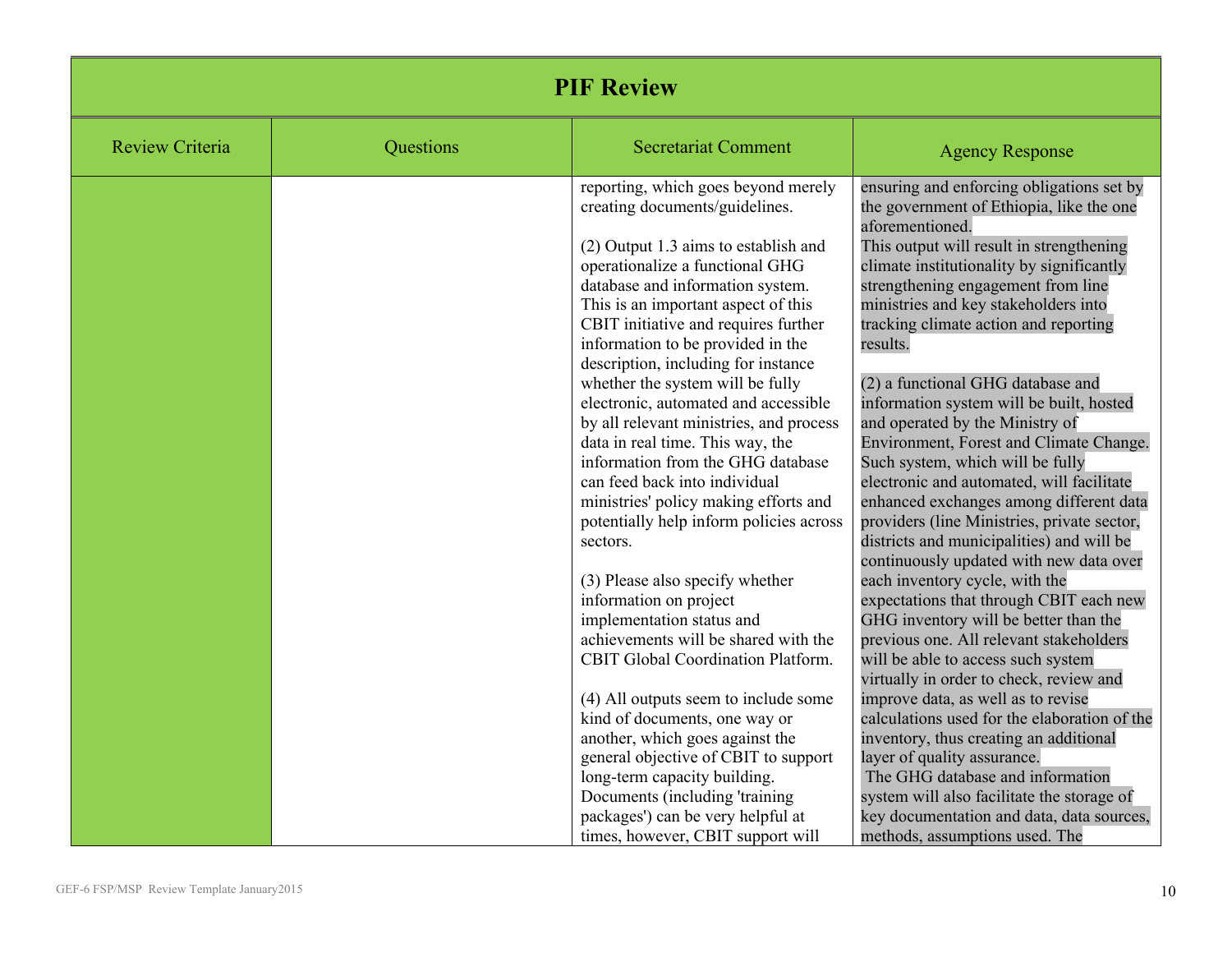## PIF Review

| Review Criteria | Questions | Secretariat Comment | Agency Response |
| --- | --- | --- | --- |
| | | reporting, which goes beyond merely creating documents/guidelines.<br><br>(2) Output 1.3 aims to establish and operationalize a functional GHG database and information system. This is an important aspect of this CBIT initiative and requires further information to be provided in the description, including for instance whether the system will be fully electronic, automated and accessible by all relevant ministries, and process data in real time. This way, the information from the GHG database can feed back into individual ministries' policy making efforts and potentially help inform policies across sectors.<br><br>(3) Please also specify whether information on project implementation status and achievements will be shared with the CBIT Global Coordination Platform.<br><br>(4) All outputs seem to include some kind of documents, one way or another, which goes against the general objective of CBIT to support long-term capacity building. Documents (including 'training packages') can be very helpful at times, however, CBIT support will | ensuring and enforcing obligations set by the government of Ethiopia, like the one aforementioned.<br>This output will result in strengthening climate institutionality by significantly strengthening engagement from line ministries and key stakeholders into tracking climate action and reporting results.<br><br>(2) a functional GHG database and information system will be built, hosted and operated by the Ministry of Environment, Forest and Climate Change. Such system, which will be fully electronic and automated, will facilitate enhanced exchanges among different data providers (line Ministries, private sector, districts and municipalities) and will be continuously updated with new data over each inventory cycle, with the expectations that through CBIT each new GHG inventory will be better than the previous one. All relevant stakeholders will be able to access such system virtually in order to check, review and improve data, as well as to revise calculations used for the elaboration of the inventory, thus creating an additional layer of quality assurance.<br>The GHG database and information system will also facilitate the storage of key documentation and data, data sources, methods, assumptions used. The |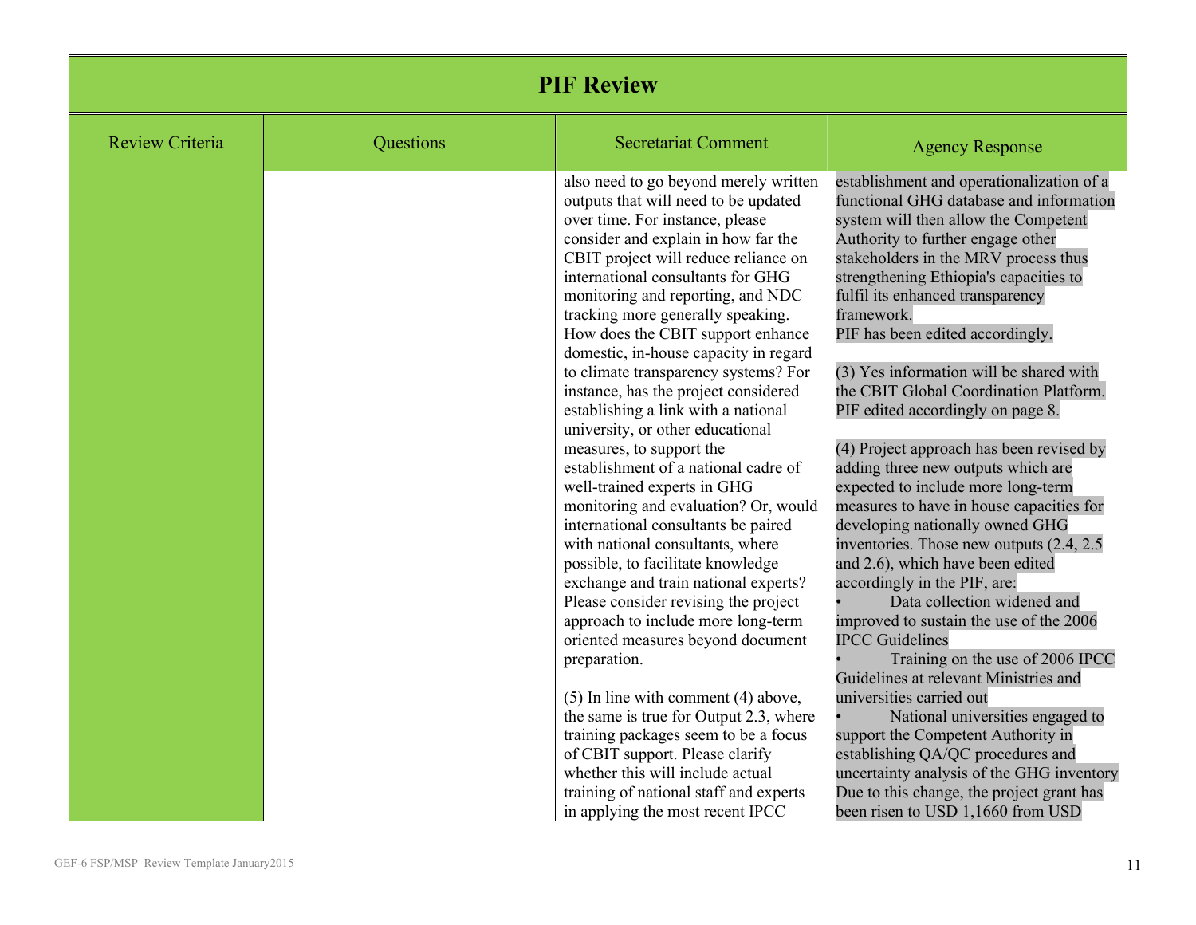# PIF Review

| Review Criteria | Questions | Secretariat Comment | Agency Response |
|---|---|---|---|
| | | also need to go beyond merely written outputs that will need to be updated over time. For instance, please consider and explain in how far the CBIT project will reduce reliance on international consultants for GHG monitoring and reporting, and NDC tracking more generally speaking. How does the CBIT support enhance domestic, in-house capacity in regard to climate transparency systems? For instance, has the project considered establishing a link with a national university, or other educational measures, to support the establishment of a national cadre of well-trained experts in GHG monitoring and evaluation? Or, would international consultants be paired with national consultants, where possible, to facilitate knowledge exchange and train national experts? Please consider revising the project approach to include more long-term oriented measures beyond document preparation.<br><br>(5) In line with comment (4) above, the same is true for Output 2.3, where training packages seem to be a focus of CBIT support. Please clarify whether this will include actual training of national staff and experts in applying the most recent IPCC | establishment and operationalization of a functional GHG database and information system will then allow the Competent Authority to further engage other stakeholders in the MRV process thus strengthening Ethiopia's capacities to fulfil its enhanced transparency framework.<br>PIF has been edited accordingly.<br><br>(3) Yes information will be shared with the CBIT Global Coordination Platform. PIF edited accordingly on page 8.<br><br>(4) Project approach has been revised by adding three new outputs which are expected to include more long-term measures to have in house capacities for developing nationally owned GHG inventories. Those new outputs (2.4, 2.5 and 2.6), which have been edited accordingly in the PIF, are:<br>• Data collection widened and improved to sustain the use of the 2006 IPCC Guidelines<br>• Training on the use of 2006 IPCC Guidelines at relevant Ministries and universities carried out<br>• National universities engaged to support the Competent Authority in establishing QA/QC procedures and uncertainty analysis of the GHG inventory<br>Due to this change, the project grant has been risen to USD 1,1660 from USD |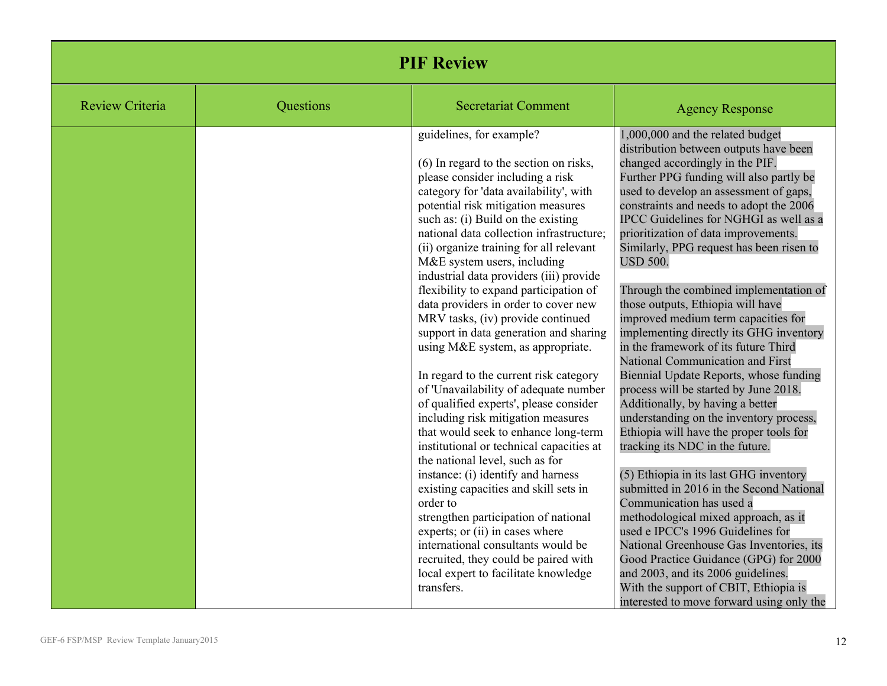# PIF Review

| Review Criteria | Questions | Secretariat Comment | Agency Response |
|---|---|---|---|
| | | guidelines, for example?<br><br>(6) In regard to the section on risks, please consider including a risk category for 'data availability', with potential risk mitigation measures such as: (i) Build on the existing national data collection infrastructure; (ii) organize training for all relevant M&E system users, including industrial data providers (iii) provide flexibility to expand participation of data providers in order to cover new MRV tasks, (iv) provide continued support in data generation and sharing using M&E system, as appropriate.<br><br>In regard to the current risk category of 'Unavailability of adequate number of qualified experts', please consider including risk mitigation measures that would seek to enhance long-term institutional or technical capacities at the national level, such as for instance: (i) identify and harness existing capacities and skill sets in order to strengthen participation of national experts; or (ii) in cases where international consultants would be recruited, they could be paired with local expert to facilitate knowledge transfers. | 1,000,000 and the related budget distribution between outputs have been changed accordingly in the PIF. Further PPG funding will also partly be used to develop an assessment of gaps, constraints and needs to adopt the 2006 IPCC Guidelines for NGHGI as well as a prioritization of data improvements. Similarly, PPG request has been risen to USD 500.<br><br>Through the combined implementation of those outputs, Ethiopia will have improved medium term capacities for implementing directly its GHG inventory in the framework of its future Third National Communication and First Biennial Update Reports, whose funding process will be started by June 2018. Additionally, by having a better understanding on the inventory process, Ethiopia will have the proper tools for tracking its NDC in the future.<br><br>(5) Ethiopia in its last GHG inventory submitted in 2016 in the Second National Communication has used a methodological mixed approach, as it used e IPCC's 1996 Guidelines for National Greenhouse Gas Inventories, its Good Practice Guidance (GPG) for 2000 and 2003, and its 2006 guidelines. With the support of CBIT, Ethiopia is interested to move forward using only the |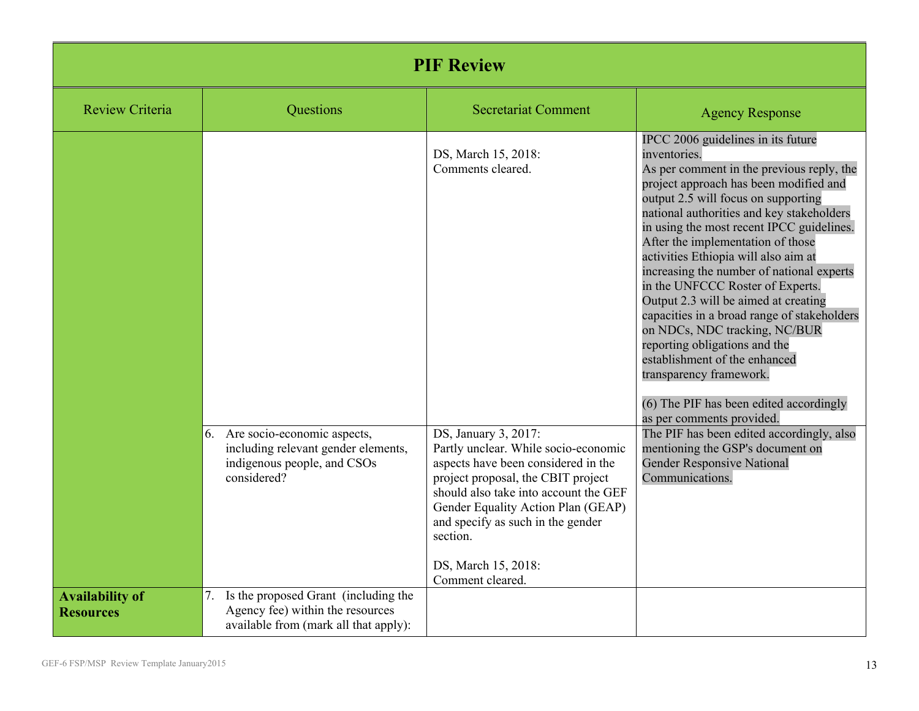| PIF Review | | | |
|---|---|---|---|
| Review Criteria | Questions | Secretariat Comment | Agency Response |
| | | DS, March 15, 2018:<br>Comments cleared. | IPCC 2006 guidelines in its future inventories.<br>As per comment in the previous reply, the project approach has been modified and output 2.5 will focus on supporting national authorities and key stakeholders in using the most recent IPCC guidelines. After the implementation of those activities Ethiopia will also aim at increasing the number of national experts in the UNFCCC Roster of Experts. Output 2.3 will be aimed at creating capacities in a broad range of stakeholders on NDCs, NDC tracking, NC/BUR reporting obligations and the establishment of the enhanced transparency framework.<br><br>(6) The PIF has been edited accordingly as per comments provided. |
| | 6. Are socio-economic aspects, including relevant gender elements, indigenous people, and CSOs considered? | DS, January 3, 2017:<br>Partly unclear. While socio-economic aspects have been considered in the project proposal, the CBIT project should also take into account the GEF Gender Equality Action Plan (GEAP) and specify as such in the gender section.<br><br>DS, March 15, 2018:<br>Comment cleared. | The PIF has been edited accordingly, also mentioning the GSP's document on Gender Responsive National Communications. |
| **Availability of Resources** | 7. Is the proposed Grant (including the Agency fee) within the resources available from (mark all that apply): | | |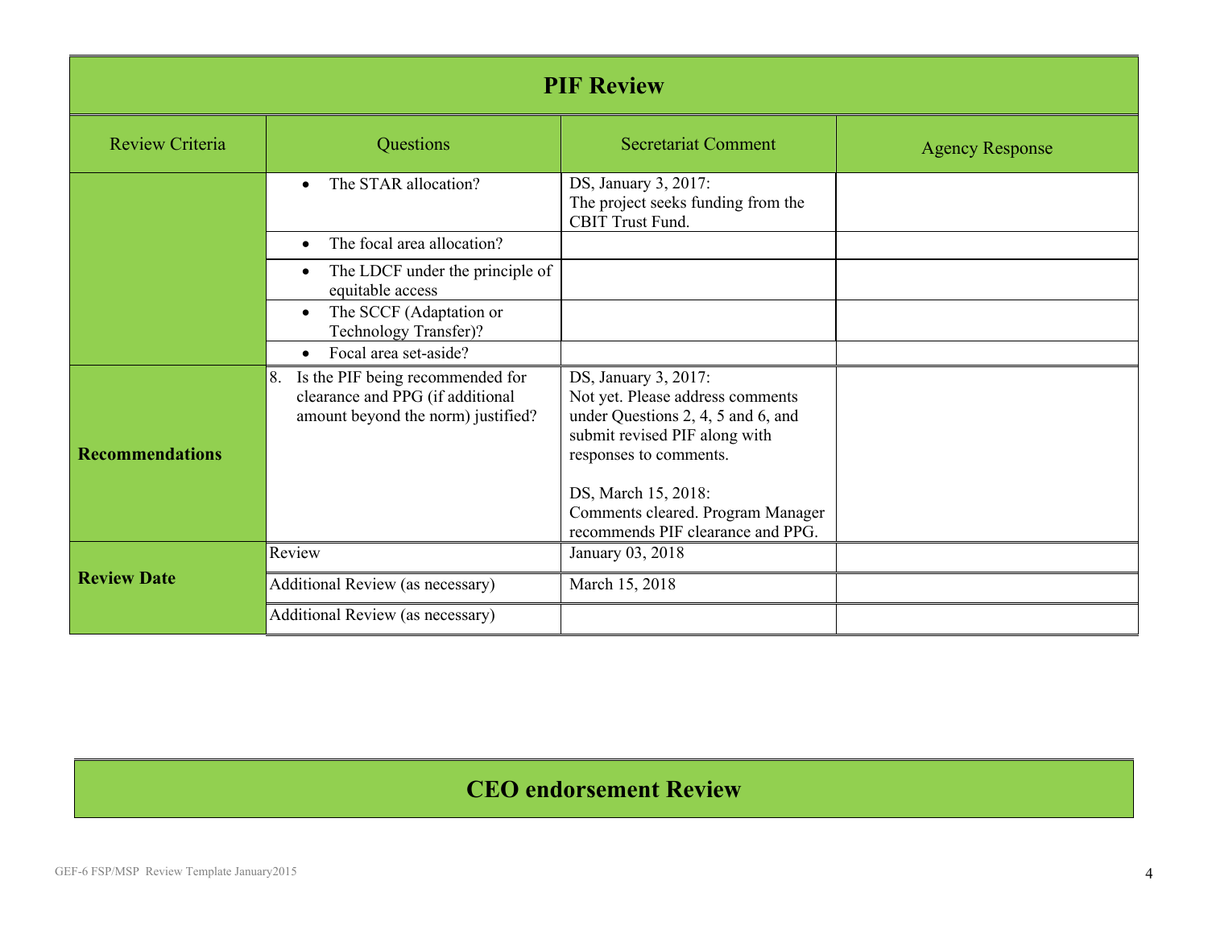## PIF Review

| Review Criteria | Questions | Secretariat Comment | Agency Response |
|---|---|---|---|
| | • The STAR allocation? | DS, January 3, 2017: The project seeks funding from the CBIT Trust Fund. | |
| | • The focal area allocation? | | |
| | • The LDCF under the principle of equitable access | | |
| | • The SCCF (Adaptation or Technology Transfer)? | | |
| | • Focal area set-aside? | | |
| **Recommendations** | 8. Is the PIF being recommended for clearance and PPG (if additional amount beyond the norm) justified? | DS, January 3, 2017: Not yet. Please address comments under Questions 2, 4, 5 and 6, and submit revised PIF along with responses to comments.<br><br>DS, March 15, 2018: Comments cleared. Program Manager recommends PIF clearance and PPG. | |
| **Review Date** | Review | January 03, 2018 | |
| | Additional Review (as necessary) | March 15, 2018 | |
| | Additional Review (as necessary) | | |

## CEO endorsement Review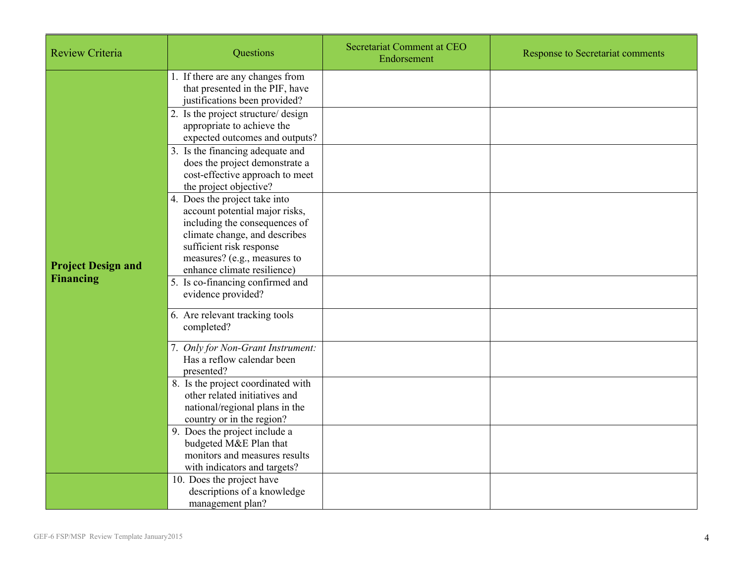| Review Criteria | Questions | Secretariat Comment at CEO Endorsement | Response to Secretariat comments |
|---|---|---|---|
| **Project Design and Financing** | 1. If there are any changes from that presented in the PIF, have justifications been provided? | | |
| | 2. Is the project structure/ design appropriate to achieve the expected outcomes and outputs? | | |
| | 3. Is the financing adequate and does the project demonstrate a cost-effective approach to meet the project objective? | | |
| | 4. Does the project take into account potential major risks, including the consequences of climate change, and describes sufficient risk response measures? (e.g., measures to enhance climate resilience) | | |
| | 5. Is co-financing confirmed and evidence provided? | | |
| | 6. Are relevant tracking tools completed? | | |
| | 7. *Only for Non-Grant Instrument:* Has a reflow calendar been presented? | | |
| | 8. Is the project coordinated with other related initiatives and national/regional plans in the country or in the region? | | |
| | 9. Does the project include a budgeted M&E Plan that monitors and measures results with indicators and targets? | | |
| | 10. Does the project have descriptions of a knowledge management plan? | | |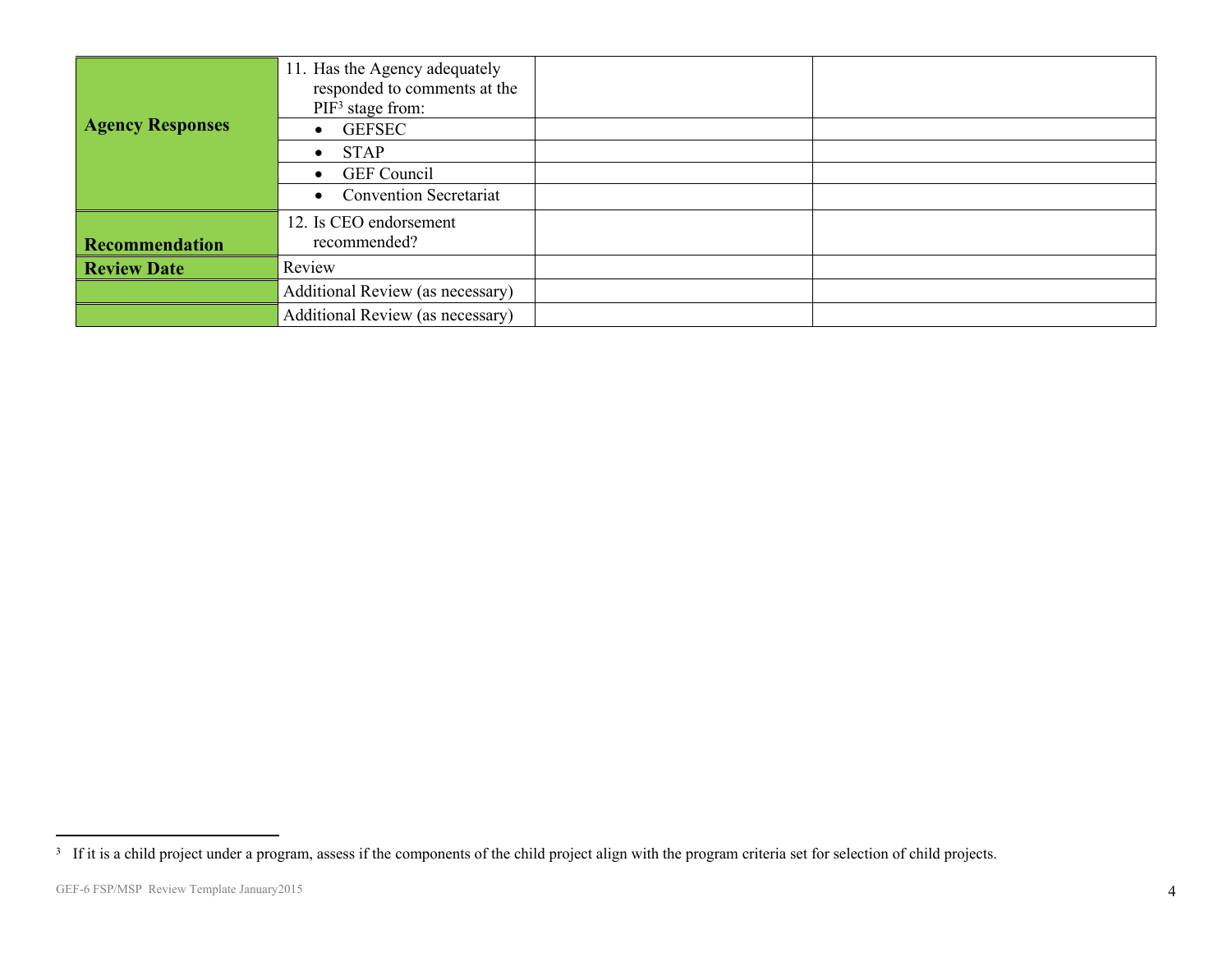| | | | |
|---|---|---|---|
| **Agency Responses** | 11. Has the Agency adequately responded to comments at the PIF[3] stage from: | | |
| | • GEFSEC | | |
| | • STAP | | |
| | • GEF Council | | |
| | • Convention Secretariat | | |
| **Recommendation** | 12. Is CEO endorsement recommended? | | |
| **Review Date** | Review | | |
| | Additional Review (as necessary) | | |
| | Additional Review (as necessary) | | |

[3] If it is a child project under a program, assess if the components of the child project align with the program criteria set for selection of child projects.